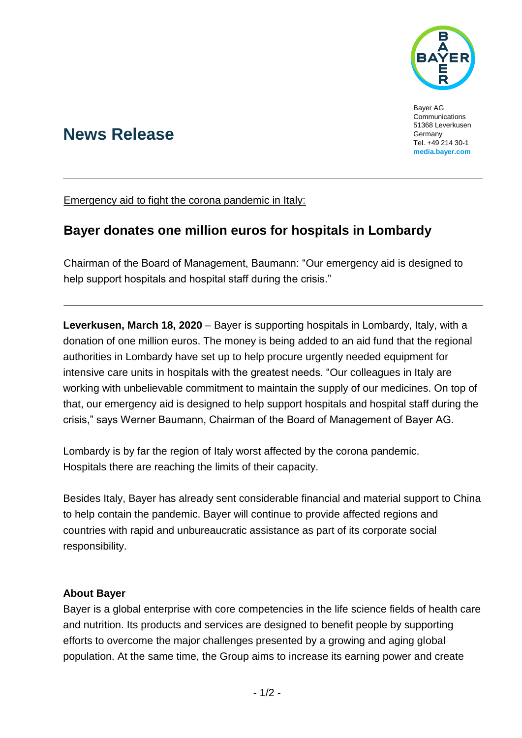Bayer AG
Communications
51368 Leverkusen
Germany
Tel. +49 214 30-1
**media.bayer.com**

# News Release

Emergency aid to fight the corona pandemic in Italy:

## Bayer donates one million euros for hospitals in Lombardy

Chairman of the Board of Management, Baumann: “Our emergency aid is designed to help support hospitals and hospital staff during the crisis.”

**Leverkusen, March 18, 2020** – Bayer is supporting hospitals in Lombardy, Italy, with a donation of one million euros. The money is being added to an aid fund that the regional authorities in Lombardy have set up to help procure urgently needed equipment for intensive care units in hospitals with the greatest needs. “Our colleagues in Italy are working with unbelievable commitment to maintain the supply of our medicines. On top of that, our emergency aid is designed to help support hospitals and hospital staff during the crisis,” says Werner Baumann, Chairman of the Board of Management of Bayer AG.

Lombardy is by far the region of Italy worst affected by the corona pandemic. Hospitals there are reaching the limits of their capacity.

Besides Italy, Bayer has already sent considerable financial and material support to China to help contain the pandemic. Bayer will continue to provide affected regions and countries with rapid and unbureaucratic assistance as part of its corporate social responsibility.

**About Bayer**

Bayer is a global enterprise with core competencies in the life science fields of health care and nutrition. Its products and services are designed to benefit people by supporting efforts to overcome the major challenges presented by a growing and aging global population. At the same time, the Group aims to increase its earning power and create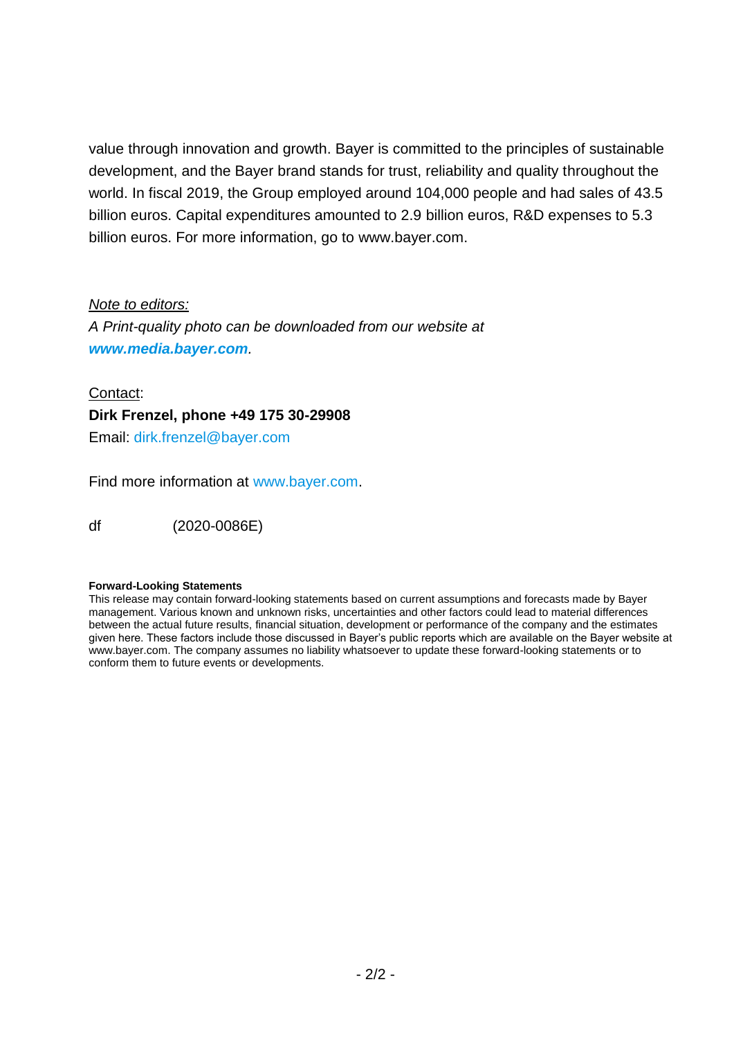value through innovation and growth. Bayer is committed to the principles of sustainable development, and the Bayer brand stands for trust, reliability and quality throughout the world. In fiscal 2019, the Group employed around 104,000 people and had sales of 43.5 billion euros. Capital expenditures amounted to 2.9 billion euros, R&D expenses to 5.3 billion euros. For more information, go to www.bayer.com.

*Note to editors:*
*A Print-quality photo can be downloaded from our website at* ***www.media.bayer.com****.*

Contact:
**Dirk Frenzel, phone +49 175 30-29908**
Email: dirk.frenzel@bayer.com

Find more information at www.bayer.com.

df (2020-0086E)

**Forward-Looking Statements**
This release may contain forward-looking statements based on current assumptions and forecasts made by Bayer management. Various known and unknown risks, uncertainties and other factors could lead to material differences between the actual future results, financial situation, development or performance of the company and the estimates given here. These factors include those discussed in Bayer's public reports which are available on the Bayer website at www.bayer.com. The company assumes no liability whatsoever to update these forward-looking statements or to conform them to future events or developments.